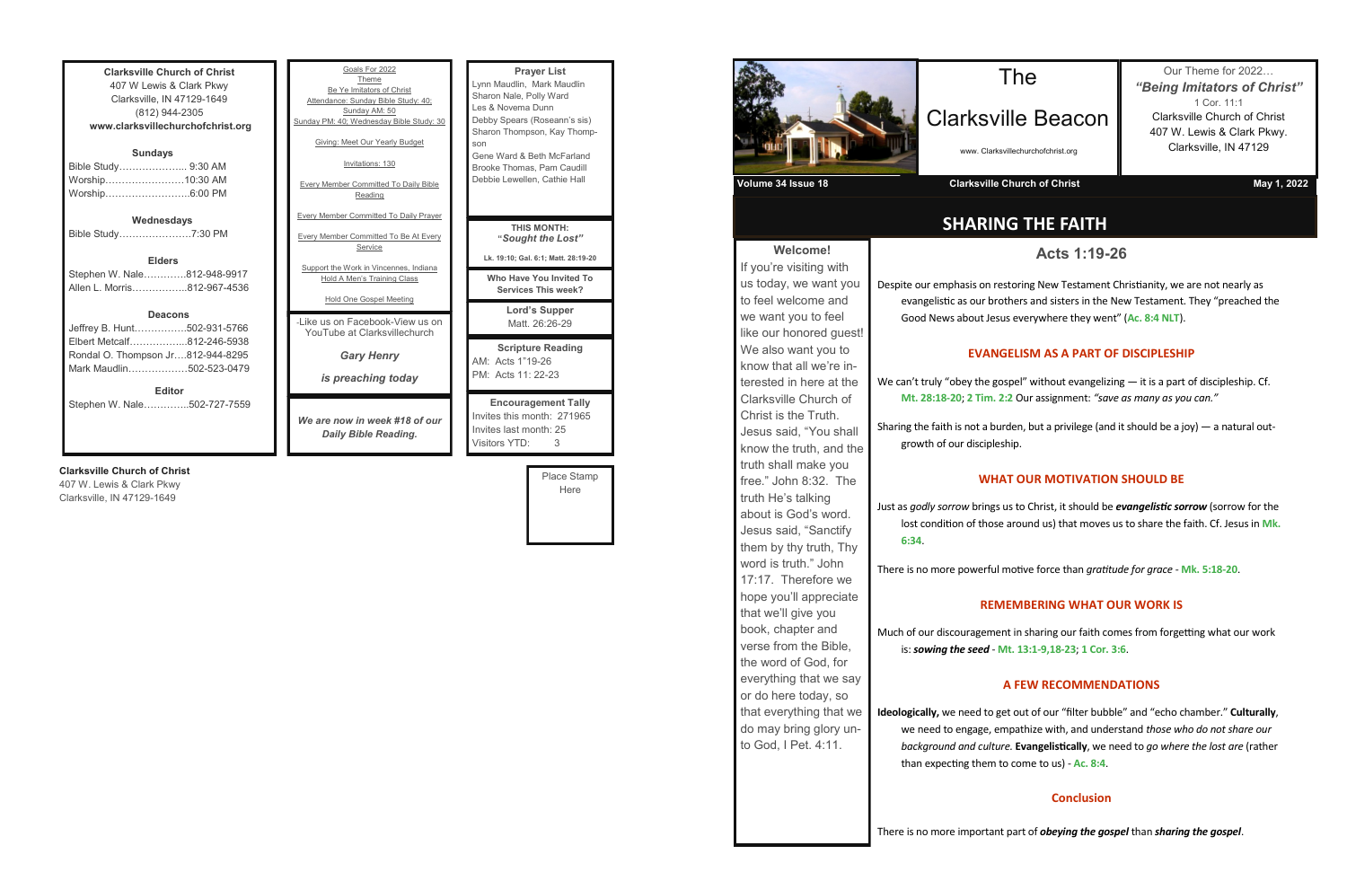**Clarksville Church of Christ**
407 W Lewis & Clark Pkwy
Clarksville, IN 47129-1649
(812) 944-2305
**www.clarksvillechurchofchrist.org**

**Sundays**
Bible Study………………... 9:30 AM
Worship……………………10:30 AM
Worship……………………..6:00 PM

**Wednesdays**
Bible Study…………………7:30 PM

**Elders**
Stephen W. Nale………….812-948-9917
Allen L. Morris……………..812-967-4536

**Deacons**
Jeffrey B. Hunt…………….502-931-5766
Elbert Metcalf……………...812-246-5938
Rondal O. Thompson Jr….812-944-8295
Mark Maudlin………………502-523-0479

**Editor**
Stephen W. Nale………….502-727-7559

**Clarksville Church of Christ**
407 W. Lewis & Clark Pkwy
Clarksville, IN 47129-1649

Goals For 2022
Theme
Be Ye Imitators of Christ
Attendance: Sunday Bible Study: 40; Sunday AM: 50
Sunday PM: 40; Wednesday Bible Study: 30

Giving: Meet Our Yearly Budget

Invitations: 130

Every Member Committed To Daily Bible Reading

Every Member Committed To Daily Prayer

Every Member Committed To Be At Every Service

Support the Work in Vincennes, Indiana
Hold A Men's Training Class

Hold One Gospel Meeting

-Like us on Facebook-View us on YouTube at Clarksvillechurch

***Gary Henry***

***is preaching today***

***We are now in week #18 of our Daily Bible Reading.***

**Prayer List**
Lynn Maudlin, Mark Maudlin
Sharon Nale, Polly Ward
Les & Novema Dunn
Debby Spears (Roseann's sis)
Sharon Thompson, Kay Thompson
Gene Ward & Beth McFarland
Brooke Thomas, Pam Caudill
Debbie Lewellen, Cathie Hall

**THIS MONTH:**
**"*Sought the Lost*"**
**Lk. 19:10; Gal. 6:1; Matt. 28:19-20**

**Who Have You Invited To Services This week?**

**Lord's Supper**
Matt. 26:26-29

**Scripture Reading**
AM: Acts 1"19-26
PM: Acts 11: 22-23

**Encouragement Tally**
Invites this month: 271965
Invites last month: 25
Visitors YTD: 3

Place Stamp Here

# The Clarksville Beacon

www. Clarksvillechurchofchrist.org

Our Theme for 2022…
***"Being Imitators of Christ"***
1 Cor. 11:1
Clarksville Church of Christ
407 W. Lewis & Clark Pkwy.
Clarksville, IN 47129

**Volume 34 Issue 18** | **Clarksville Church of Christ** | **May 1, 2022**

**Welcome!**
If you're visiting with us today, we want you to feel welcome and we want you to feel like our honored guest! We also want you to know that all we're interested in here at the Clarksville Church of Christ is the Truth. Jesus said, "You shall know the truth, and the truth shall make you free." John 8:32. The truth He's talking about is God's word. Jesus said, "Sanctify them by thy truth, Thy word is truth." John 17:17. Therefore we hope you'll appreciate that we'll give you book, chapter and verse from the Bible, the word of God, for everything that we say or do here today, so that everything that we do may bring glory unto God, I Pet. 4:11.

## SHARING THE FAITH

### Acts 1:19-26

Despite our emphasis on restoring New Testament Christianity, we are not nearly as evangelistic as our brothers and sisters in the New Testament. They "preached the Good News about Jesus everywhere they went" (**Ac. 8:4 NLT**).

### EVANGELISM AS A PART OF DISCIPLESHIP

We can't truly "obey the gospel" without evangelizing — it is a part of discipleship. Cf. **Mt. 28:18-20**; **2 Tim. 2:2** Our assignment: *"save as many as you can."*

Sharing the faith is not a burden, but a privilege (and it should be a joy) — a natural outgrowth of our discipleship.

### WHAT OUR MOTIVATION SHOULD BE

Just as *godly sorrow* brings us to Christ, it should be ***evangelistic sorrow*** (sorrow for the lost condition of those around us) that moves us to share the faith. Cf. Jesus in **Mk. 6:34**.

There is no more powerful motive force than *gratitude for grace* - **Mk. 5:18-20**.

### REMEMBERING WHAT OUR WORK IS

Much of our discouragement in sharing our faith comes from forgetting what our work is: ***sowing the seed*** - **Mt. 13:1-9,18-23**; **1 Cor. 3:6**.

### A FEW RECOMMENDATIONS

**Ideologically,** we need to get out of our "filter bubble" and "echo chamber." **Culturally**, we need to engage, empathize with, and understand *those who do not share our background and culture.* **Evangelistically**, we need to *go where the lost are* (rather than expecting them to come to us) - **Ac. 8:4**.

### Conclusion

There is no more important part of ***obeying the gospel*** than ***sharing the gospel***.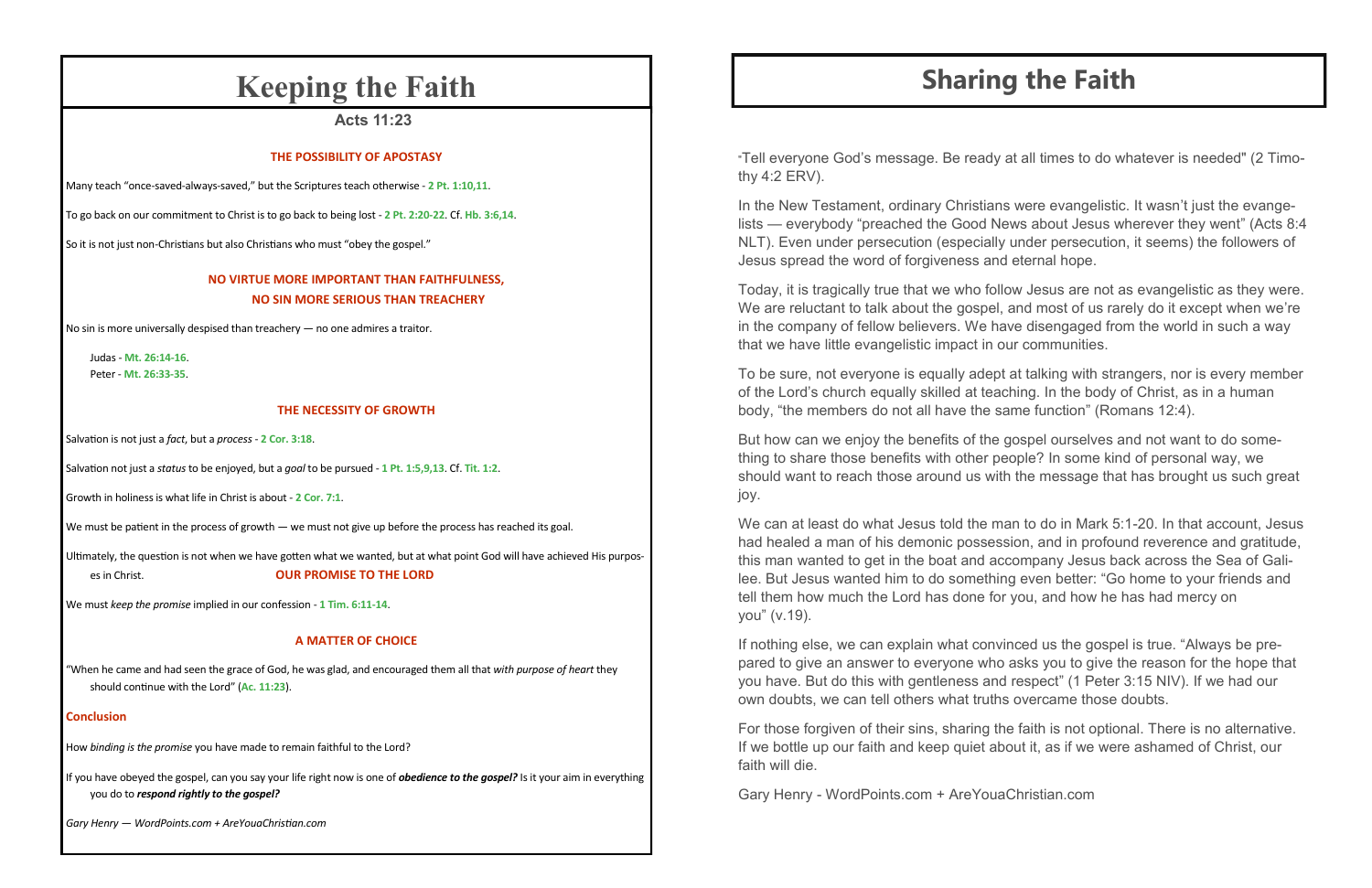# Keeping the Faith

**Acts 11:23**

### THE POSSIBILITY OF APOSTASY

Many teach "once-saved-always-saved," but the Scriptures teach otherwise - **2 Pt. 1:10,11**.

To go back on our commitment to Christ is to go back to being lost - **2 Pt. 2:20-22**. Cf. **Hb. 3:6,14**.

So it is not just non-Christians but also Christians who must "obey the gospel."

### NO VIRTUE MORE IMPORTANT THAN FAITHFULNESS, NO SIN MORE SERIOUS THAN TREACHERY

No sin is more universally despised than treachery — no one admires a traitor.

Judas - **Mt. 26:14-16**.
Peter - **Mt. 26:33-35**.

### THE NECESSITY OF GROWTH

Salvation is not just a *fact*, but a *process* - **2 Cor. 3:18**.

Salvation not just a *status* to be enjoyed, but a *goal* to be pursued - **1 Pt. 1:5,9,13**. Cf. **Tit. 1:2**.

Growth in holiness is what life in Christ is about - **2 Cor. 7:1**.

We must be patient in the process of growth — we must not give up before the process has reached its goal.

Ultimately, the question is not when we have gotten what we wanted, but at what point God will have achieved His purposes in Christ.

### OUR PROMISE TO THE LORD

We must *keep the promise* implied in our confession - **1 Tim. 6:11-14**.

### A MATTER OF CHOICE

"When he came and had seen the grace of God, he was glad, and encouraged them all that *with purpose of heart* they should continue with the Lord" (**Ac. 11:23**).

### Conclusion

How *binding is the promise* you have made to remain faithful to the Lord?

If you have obeyed the gospel, can you say your life right now is one of ***obedience to the gospel?*** Is it your aim in everything you do to ***respond rightly to the gospel?***

*Gary Henry — WordPoints.com + AreYouaChristian.com*

# Sharing the Faith

"Tell everyone God's message. Be ready at all times to do whatever is needed" (2 Timothy 4:2 ERV).

In the New Testament, ordinary Christians were evangelistic. It wasn't just the evangelists — everybody "preached the Good News about Jesus wherever they went" (Acts 8:4 NLT). Even under persecution (especially under persecution, it seems) the followers of Jesus spread the word of forgiveness and eternal hope.

Today, it is tragically true that we who follow Jesus are not as evangelistic as they were. We are reluctant to talk about the gospel, and most of us rarely do it except when we're in the company of fellow believers. We have disengaged from the world in such a way that we have little evangelistic impact in our communities.

To be sure, not everyone is equally adept at talking with strangers, nor is every member of the Lord's church equally skilled at teaching. In the body of Christ, as in a human body, "the members do not all have the same function" (Romans 12:4).

But how can we enjoy the benefits of the gospel ourselves and not want to do something to share those benefits with other people? In some kind of personal way, we should want to reach those around us with the message that has brought us such great joy.

We can at least do what Jesus told the man to do in Mark 5:1-20. In that account, Jesus had healed a man of his demonic possession, and in profound reverence and gratitude, this man wanted to get in the boat and accompany Jesus back across the Sea of Galilee. But Jesus wanted him to do something even better: "Go home to your friends and tell them how much the Lord has done for you, and how he has had mercy on you" (v.19).

If nothing else, we can explain what convinced us the gospel is true. "Always be prepared to give an answer to everyone who asks you to give the reason for the hope that you have. But do this with gentleness and respect" (1 Peter 3:15 NIV). If we had our own doubts, we can tell others what truths overcame those doubts.

For those forgiven of their sins, sharing the faith is not optional. There is no alternative. If we bottle up our faith and keep quiet about it, as if we were ashamed of Christ, our faith will die.

Gary Henry - WordPoints.com + AreYouaChristian.com